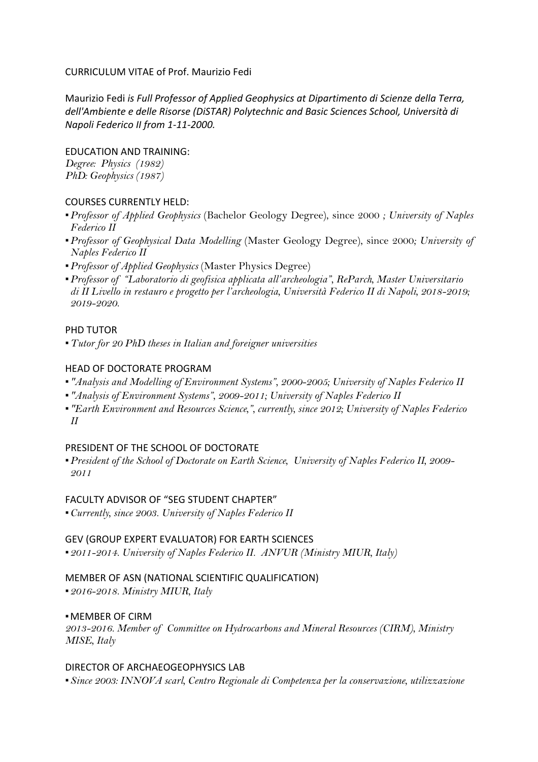# CURRICULUM VITAE of Prof. Maurizio Fedi

Maurizio Fedi *is Full Professor of Applied Geophysics at Dipartimento di Scienze della Terra, dell'Ambiente e delle Risorse (DiSTAR) Polytechnic and Basic Sciences School, Università di Napoli Federico II from 1-11-2000.*

## EDUCATION AND TRAINING:

*Degree: Physics (1982)*
*PhD: Geophysics (1987)*

## COURSES CURRENTLY HELD:

- *Professor of Applied Geophysics* (Bachelor Geology Degree), since 2000 *; University of Naples Federico II*
- *Professor of Geophysical Data Modelling* (Master Geology Degree), since 2000*; University of Naples Federico II*
- *Professor of Applied Geophysics* (Master Physics Degree)
- *Professor of "Laboratorio di geofisica applicata all'archeologia", ReParch, Master Universitario di II Livello in restauro e progetto per l'archeologia, Università Federico II di Napoli, 2018-2019; 2019-2020.*

## PHD TUTOR

- *Tutor for 20 PhD theses in Italian and foreigner universities*

## HEAD OF DOCTORATE PROGRAM

- *"Analysis and Modelling of Environment Systems", 2000-2005; University of Naples Federico II*
- *"Analysis of Environment Systems", 2009-2011; University of Naples Federico II*
- *"Earth Environment and Resources Science,", currently, since 2012; University of Naples Federico II*

## PRESIDENT OF THE SCHOOL OF DOCTORATE

- *President of the School of Doctorate on Earth Science, University of Naples Federico II, 2009-2011*

## FACULTY ADVISOR OF "SEG STUDENT CHAPTER"

- *Currently, since 2003. University of Naples Federico II*

## GEV (GROUP EXPERT EVALUATOR) FOR EARTH SCIENCES

- *2011-2014. University of Naples Federico II. ANVUR (Ministry MIUR, Italy)*

## MEMBER OF ASN (NATIONAL SCIENTIFIC QUALIFICATION)

- *2016-2018. Ministry MIUR, Italy*

## ▪ MEMBER OF CIRM

*2013-2016. Member of Committee on Hydrocarbons and Mineral Resources (CIRM), Ministry MISE, Italy*

## DIRECTOR OF ARCHAEOGEOPHYSICS LAB

- *Since 2003: INNOVA scarl, Centro Regionale di Competenza per la conservazione, utilizzazione*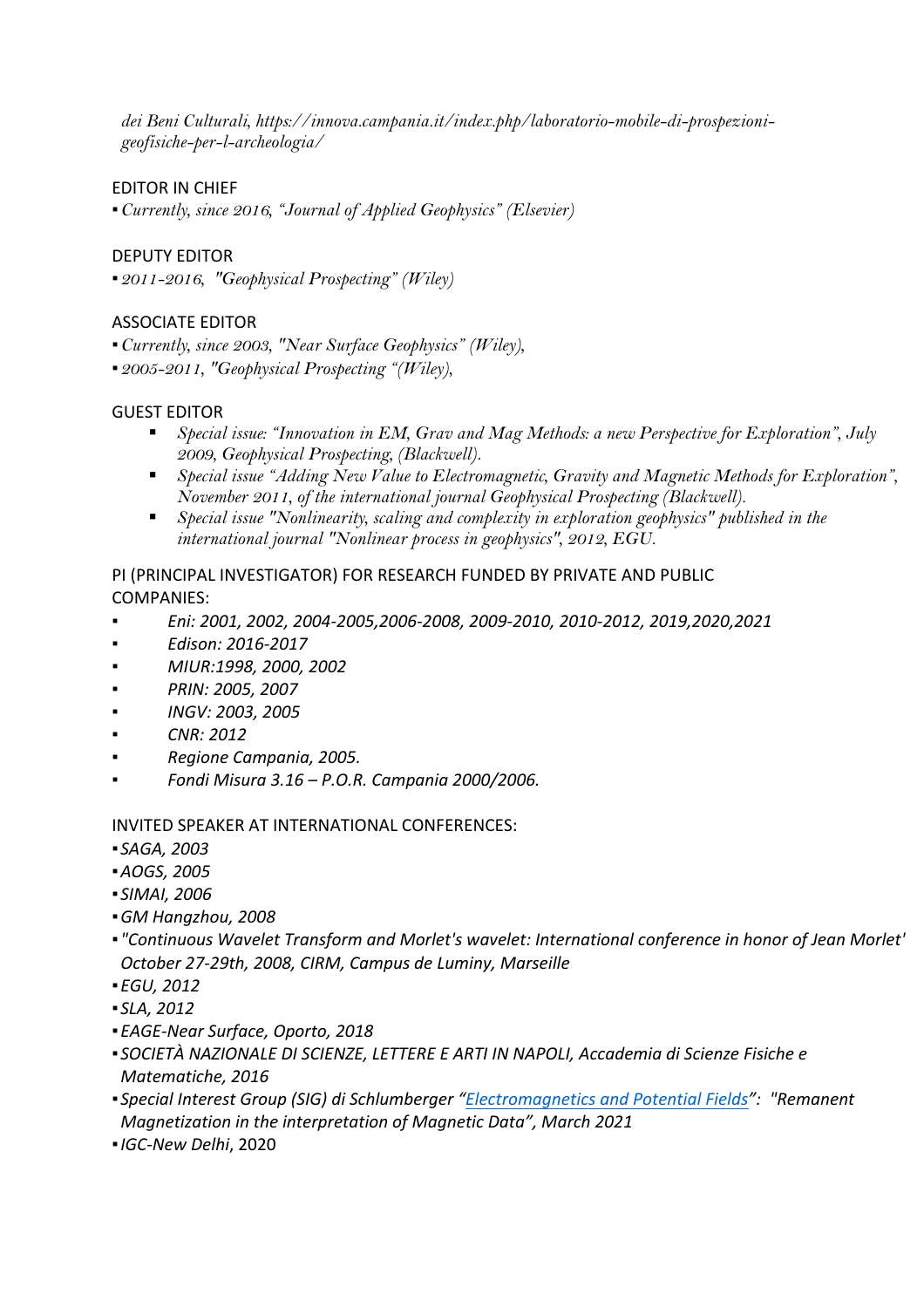*dei Beni Culturali, https://innova.campania.it/index.php/laboratorio-mobile-di-prospezioni-geofisiche-per-l-archeologia/*

EDITOR IN CHIEF

- *Currently, since 2016, "Journal of Applied Geophysics" (Elsevier)*

DEPUTY EDITOR

- *2011-2016, "Geophysical Prospecting" (Wiley)*

ASSOCIATE EDITOR

- *Currently, since 2003, "Near Surface Geophysics" (Wiley),*
- *2005-2011, "Geophysical Prospecting "(Wiley),*

GUEST EDITOR

- *Special issue: "Innovation in EM, Grav and Mag Methods: a new Perspective for Exploration", July 2009, Geophysical Prospecting, (Blackwell).*
- *Special issue "Adding New Value to Electromagnetic, Gravity and Magnetic Methods for Exploration", November 2011, of the international journal Geophysical Prospecting (Blackwell).*
- *Special issue "Nonlinearity, scaling and complexity in exploration geophysics" published in the international journal "Nonlinear process in geophysics", 2012, EGU.*

PI (PRINCIPAL INVESTIGATOR) FOR RESEARCH FUNDED BY PRIVATE AND PUBLIC COMPANIES:

- *Eni: 2001, 2002, 2004-2005,2006-2008, 2009-2010, 2010-2012, 2019,2020,2021*
- *Edison: 2016-2017*
- *MIUR:1998, 2000, 2002*
- *PRIN: 2005, 2007*
- *INGV: 2003, 2005*
- *CNR: 2012*
- *Regione Campania, 2005.*
- *Fondi Misura 3.16 – P.O.R. Campania 2000/2006.*

INVITED SPEAKER AT INTERNATIONAL CONFERENCES:

- *SAGA, 2003*
- *AOGS, 2005*
- *SIMAI, 2006*
- *GM Hangzhou, 2008*
- *"Continuous Wavelet Transform and Morlet's wavelet: International conference in honor of Jean Morlet' October 27-29th, 2008, CIRM, Campus de Luminy, Marseille*
- *EGU, 2012*
- *SLA, 2012*
- *EAGE-Near Surface, Oporto, 2018*
- *SOCIETÀ NAZIONALE DI SCIENZE, LETTERE E ARTI IN NAPOLI, Accademia di Scienze Fisiche e Matematiche, 2016*
- *Special Interest Group (SIG) di Schlumberger "Electromagnetics and Potential Fields": "Remanent Magnetization in the interpretation of Magnetic Data", March 2021*
- *IGC-New Delhi*, 2020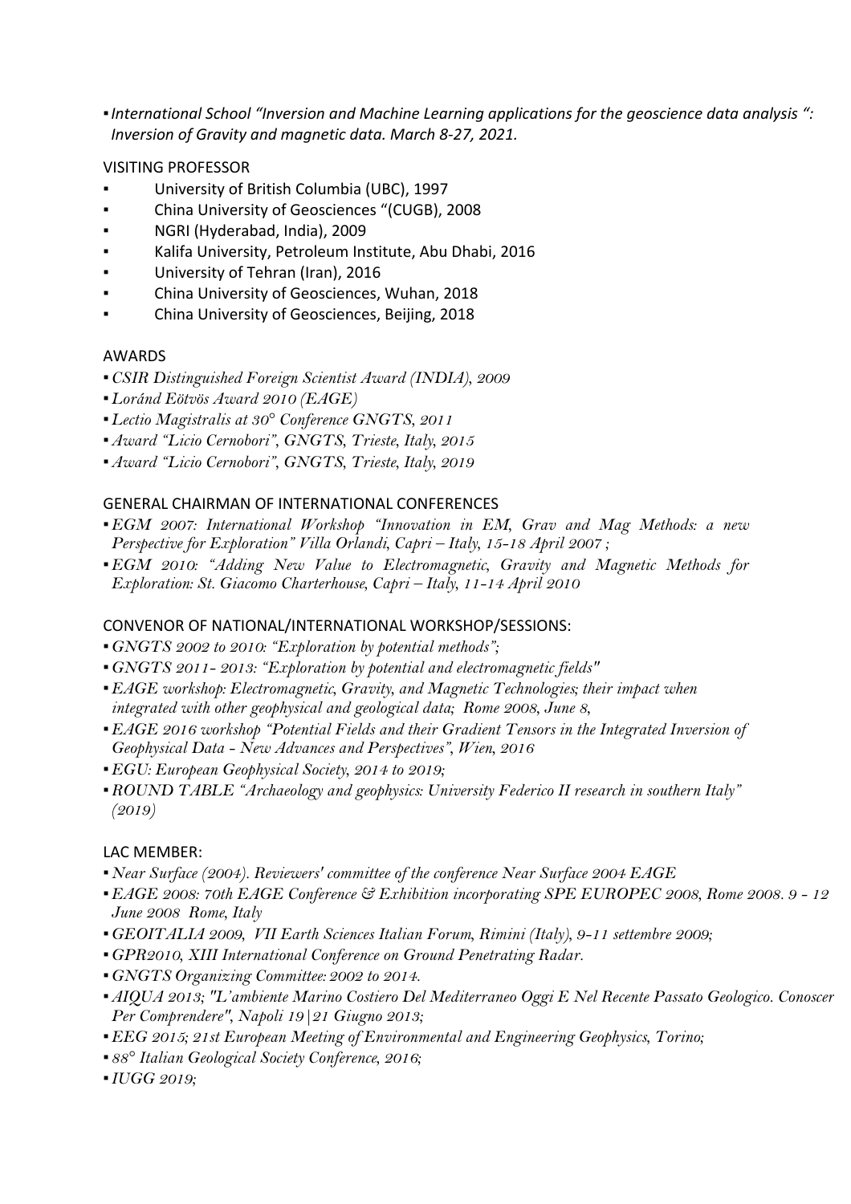- *International School "Inversion and Machine Learning applications for the geoscience data analysis ": Inversion of Gravity and magnetic data. March 8-27, 2021.*

VISITING PROFESSOR

- University of British Columbia (UBC), 1997
- China University of Geosciences "(CUGB), 2008
- NGRI (Hyderabad, India), 2009
- Kalifa University, Petroleum Institute, Abu Dhabi, 2016
- University of Tehran (Iran), 2016
- China University of Geosciences, Wuhan, 2018
- China University of Geosciences, Beijing, 2018

AWARDS

- *CSIR Distinguished Foreign Scientist Award (INDIA), 2009*
- *Loránd Eötvös Award 2010 (EAGE)*
- *Lectio Magistralis at 30° Conference GNGTS, 2011*
- *Award "Licio Cernobori", GNGTS, Trieste, Italy, 2015*
- *Award "Licio Cernobori", GNGTS, Trieste, Italy, 2019*

GENERAL CHAIRMAN OF INTERNATIONAL CONFERENCES

- *EGM 2007: International Workshop "Innovation in EM, Grav and Mag Methods: a new Perspective for Exploration" Villa Orlandi, Capri – Italy, 15-18 April 2007 ;*
- *EGM 2010: "Adding New Value to Electromagnetic, Gravity and Magnetic Methods for Exploration: St. Giacomo Charterhouse, Capri – Italy, 11-14 April 2010*

CONVENOR OF NATIONAL/INTERNATIONAL WORKSHOP/SESSIONS:

- *GNGTS 2002 to 2010: "Exploration by potential methods";*
- *GNGTS 2011- 2013: "Exploration by potential and electromagnetic fields"*
- *EAGE workshop: Electromagnetic, Gravity, and Magnetic Technologies; their impact when integrated with other geophysical and geological data; Rome 2008, June 8,*
- *EAGE 2016 workshop "Potential Fields and their Gradient Tensors in the Integrated Inversion of Geophysical Data - New Advances and Perspectives", Wien, 2016*
- *EGU: European Geophysical Society, 2014 to 2019;*
- *ROUND TABLE "Archaeology and geophysics: University Federico II research in southern Italy" (2019)*

LAC MEMBER:

- *Near Surface (2004). Reviewers' committee of the conference Near Surface 2004 EAGE*
- *EAGE 2008: 70th EAGE Conference & Exhibition incorporating SPE EUROPEC 2008, Rome 2008. 9 - 12 June 2008 Rome, Italy*
- *GEOITALIA 2009, VII Earth Sciences Italian Forum, Rimini (Italy), 9-11 settembre 2009;*
- *GPR2010, XIII International Conference on Ground Penetrating Radar.*
- *GNGTS Organizing Committee: 2002 to 2014.*
- *AIQUA 2013; "L'ambiente Marino Costiero Del Mediterraneo Oggi E Nel Recente Passato Geologico. Conoscer Per Comprendere", Napoli 19|21 Giugno 2013;*
- *EEG 2015; 21st European Meeting of Environmental and Engineering Geophysics, Torino;*
- *88° Italian Geological Society Conference, 2016;*
- *IUGG 2019;*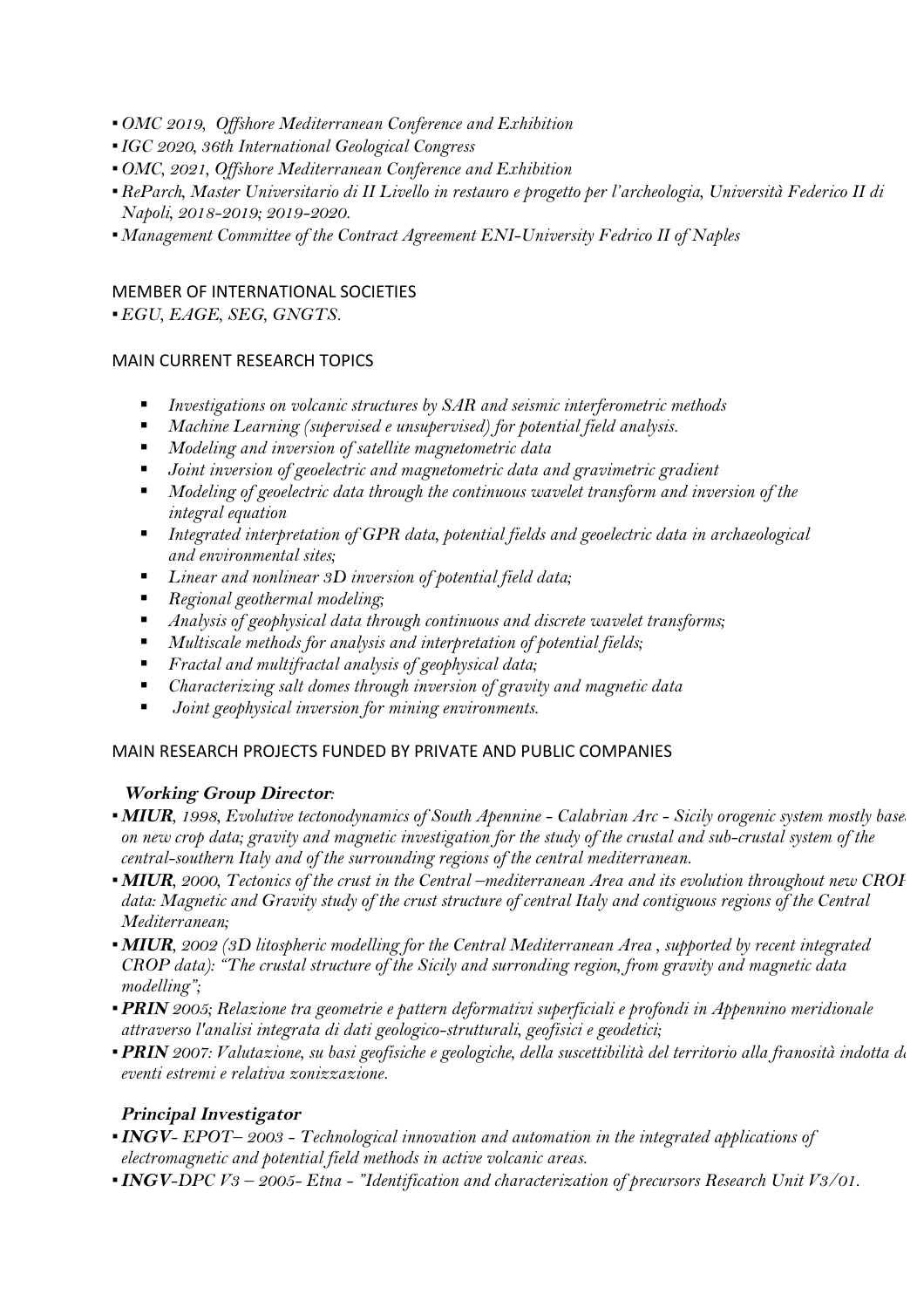- *OMC 2019, Offshore Mediterranean Conference and Exhibition*
- *IGC 2020, 36th International Geological Congress*
- *OMC, 2021, Offshore Mediterranean Conference and Exhibition*
- *RePArch, Master Universitario di II Livello in restauro e progetto per l'archeologia, Università Federico II di Napoli, 2018-2019; 2019-2020.*
- *Management Committee of the Contract Agreement ENI-University Fedrico II of Naples*

## MEMBER OF INTERNATIONAL SOCIETIES

- *EGU, EAGE, SEG, GNGTS.*

## MAIN CURRENT RESEARCH TOPICS

- *Investigations on volcanic structures by SAR and seismic interferometric methods*
- *Machine Learning (supervised e unsupervised) for potential field analysis.*
- *Modeling and inversion of satellite magnetometric data*
- *Joint inversion of geoelectric and magnetometric data and gravimetric gradient*
- *Modeling of geoelectric data through the continuous wavelet transform and inversion of the integral equation*
- *Integrated interpretation of GPR data, potential fields and geoelectric data in archaeological and environmental sites;*
- *Linear and nonlinear 3D inversion of potential field data;*
- *Regional geothermal modeling;*
- *Analysis of geophysical data through continuous and discrete wavelet transforms;*
- *Multiscale methods for analysis and interpretation of potential fields;*
- *Fractal and multifractal analysis of geophysical data;*
- *Characterizing salt domes through inversion of gravity and magnetic data*
- *Joint geophysical inversion for mining environments.*

## MAIN RESEARCH PROJECTS FUNDED BY PRIVATE AND PUBLIC COMPANIES

### *Working Group Director:*

- ***MIUR**, 1998, Evolutive tectonodynamics of South Apennine - Calabrian Arc - Sicily orogenic system mostly based on new crop data; gravity and magnetic investigation for the study of the crustal and sub-crustal system of the central-southern Italy and of the surrounding regions of the central mediterranean.*
- ***MIUR**, 2000, Tectonics of the crust in the Central –mediterranean Area and its evolution throughout new CROP data: Magnetic and Gravity study of the crust structure of central Italy and contiguous regions of the Central Mediterranean;*
- ***MIUR**, 2002 (3D litospheric modelling for the Central Mediterranean Area , supported by recent integrated CROP data): "The crustal structure of the Sicily and surrounding region, from gravity and magnetic data modelling";*
- ***PRIN** 2005; Relazione tra geometrie e pattern deformativi superficiali e profondi in Appennino meridionale attraverso l'analisi integrata di dati geologico-strutturali, geofisici e geodetici;*
- ***PRIN** 2007: Valutazione, su basi geofisiche e geologiche, della suscettibilità del territorio alla franosità indotta da eventi estremi e relativa zonizzazione.*

### *Principal Investigator*

- ***INGV**- EPOT– 2003 - Technological innovation and automation in the integrated applications of electromagnetic and potential field methods in active volcanic areas.*
- ***INGV**-DPC V3 – 2005- Etna - "Identification and characterization of precursors Research Unit V3/01.*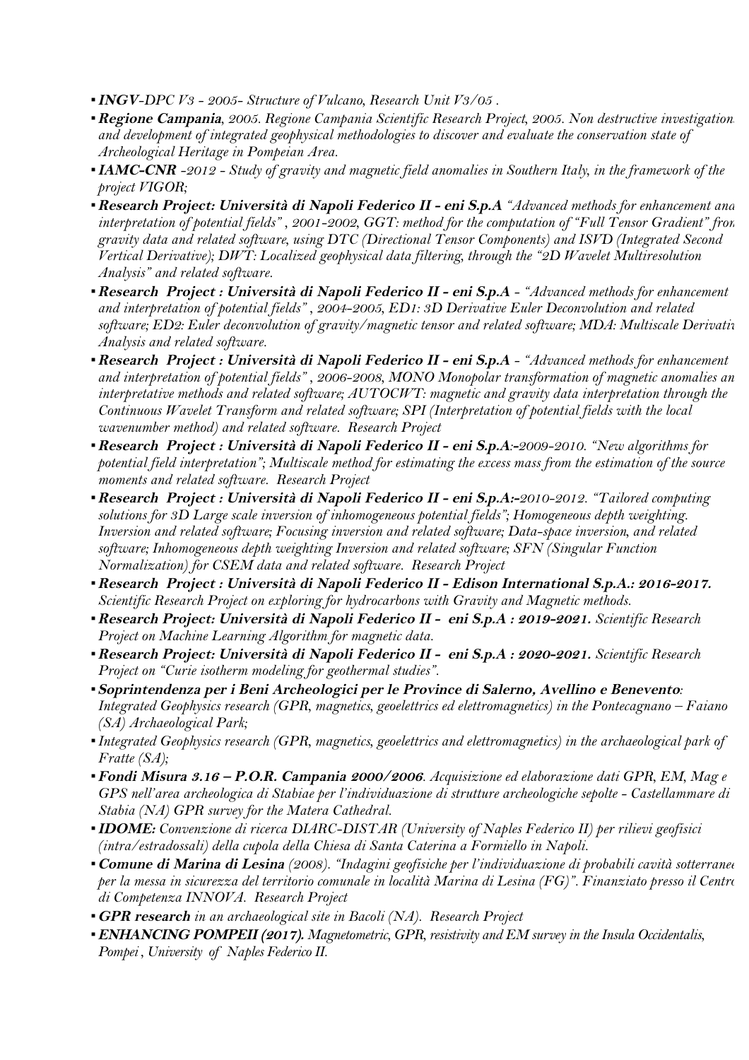- ***INGV**-DPC V3 - 2005- Structure of Vulcano, Research Unit V3/05 .*
- ***Regione Campania**, 2005. Regione Campania Scientific Research Project, 2005. Non destructive investigation and development of integrated geophysical methodologies to discover and evaluate the conservation state of Archeological Heritage in Pompeian Area.*
- ***IAMC-CNR** -2012 - Study of gravity and magnetic field anomalies in Southern Italy, in the framework of the project VIGOR;*
- ***Research Project: Università di Napoli Federico II - eni S.p.A** "Advanced methods for enhancement and interpretation of potential fields" , 2001-2002, GGT: method for the computation of "Full Tensor Gradient" from gravity data and related software, using DTC (Directional Tensor Components) and ISVD (Integrated Second Vertical Derivative); DWT: Localized geophysical data filtering, through the "2D Wavelet Multiresolution Analysis" and related software.*
- ***Research Project : Università di Napoli Federico II - eni S.p.A** - "Advanced methods for enhancement and interpretation of potential fields" , 2004-2005, ED1: 3D Derivative Euler Deconvolution and related software; ED2: Euler deconvolution of gravity/magnetic tensor and related software; MDA: Multiscale Derivative Analysis and related software.*
- ***Research Project : Università di Napoli Federico II - eni S.p.A** - "Advanced methods for enhancement and interpretation of potential fields" , 2006-2008, MONO Monopolar transformation of magnetic anomalies and interpretative methods and related software; AUTOCWT: magnetic and gravity data interpretation through the Continuous Wavelet Transform and related software; SPI (Interpretation of potential fields with the local wavenumber method) and related software. Research Project*
- ***Research Project : Università di Napoli Federico II - eni S.p.A**:-2009-2010. "New algorithms for potential field interpretation"; Multiscale method for estimating the excess mass from the estimation of the source moments and related software. Research Project*
- ***Research Project : Università di Napoli Federico II - eni S.p.A.**:-2010-2012. "Tailored computing solutions for 3D Large scale inversion of inhomogeneous potential fields"; Homogeneous depth weighting. Inversion and related software; Focusing inversion and related software; Data-space inversion, and related software; Inhomogeneous depth weighting Inversion and related software; SFN (Singular Function Normalization) for CSEM data and related software. Research Project*
- ***Research Project : Università di Napoli Federico II - Edison International S.p.A.: 2016-2017.** Scientific Research Project on exploring for hydrocarbons with Gravity and Magnetic methods.*
- ***Research Project: Università di Napoli Federico II - eni S.p.A : 2019-2021.** Scientific Research Project on Machine Learning Algorithm for magnetic data.*
- ***Research Project: Università di Napoli Federico II - eni S.p.A : 2020-2021.** Scientific Research Project on "Curie isotherm modeling for geothermal studies".*
- ***Soprintendenza per i Beni Archeologici per le Province di Salerno, Avellino e Benevento**: Integrated Geophysics research (GPR, magnetics, geoelettrics ed elettromagnetics) in the Pontecagnano – Faiano (SA) Archaeological Park;*
- *Integrated Geophysics research (GPR, magnetics, geoelettrics and elettromagnetics) in the archaeological park of Fratte (SA);*
- ***Fondi Misura 3.16 – P.O.R. Campania 2000/2006**. Acquisizione ed elaborazione dati GPR, EM, Mag e GPS nell'area archeologica di Stabiae per l'individuazione di strutture archeologiche sepolte - Castellammare di Stabia (NA) GPR survey for the Matera Cathedral.*
- ***IDOME:** Convenzione di ricerca DIARC-DISTAR (University of Naples Federico II) per rilievi geofisici (intra/estradossali) della cupola della Chiesa di Santa Caterina a Formiello in Napoli.*
- ***Comune di Marina di Lesina** (2008). "Indagini geofisiche per l'individuazione di probabili cavità sotterranee per la messa in sicurezza del territorio comunale in località Marina di Lesina (FG)". Finanziato presso il Centro di Competenza INNOVA. Research Project*
- ***GPR research** in an archaeological site in Bacoli (NA). Research Project*
- ***ENHANCING POMPEII (2017).** Magnetometric, GPR, resistivity and EM survey in the Insula Occidentalis, Pompei , University of Naples Federico II.*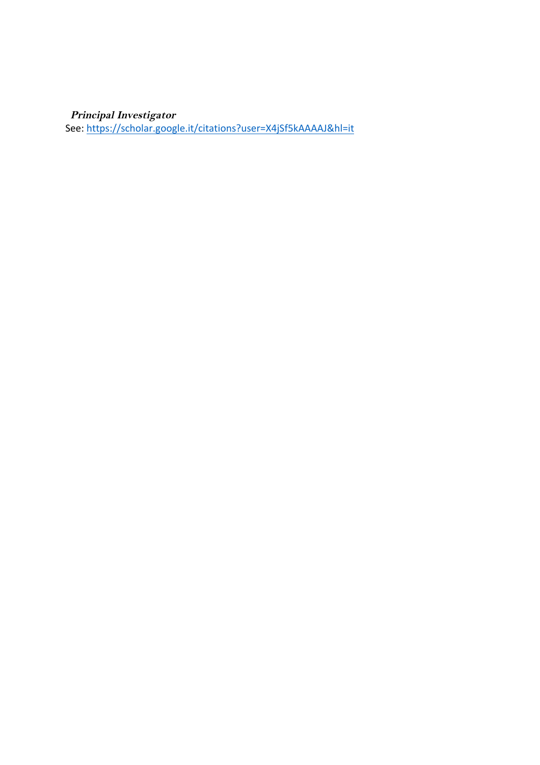***Principal Investigator***

See: [https://scholar.google.it/citations?user=X4jSf5kAAAAJ&hl=it](https://scholar.google.it/citations?user=X4jSf5kAAAAJ&hl=it)